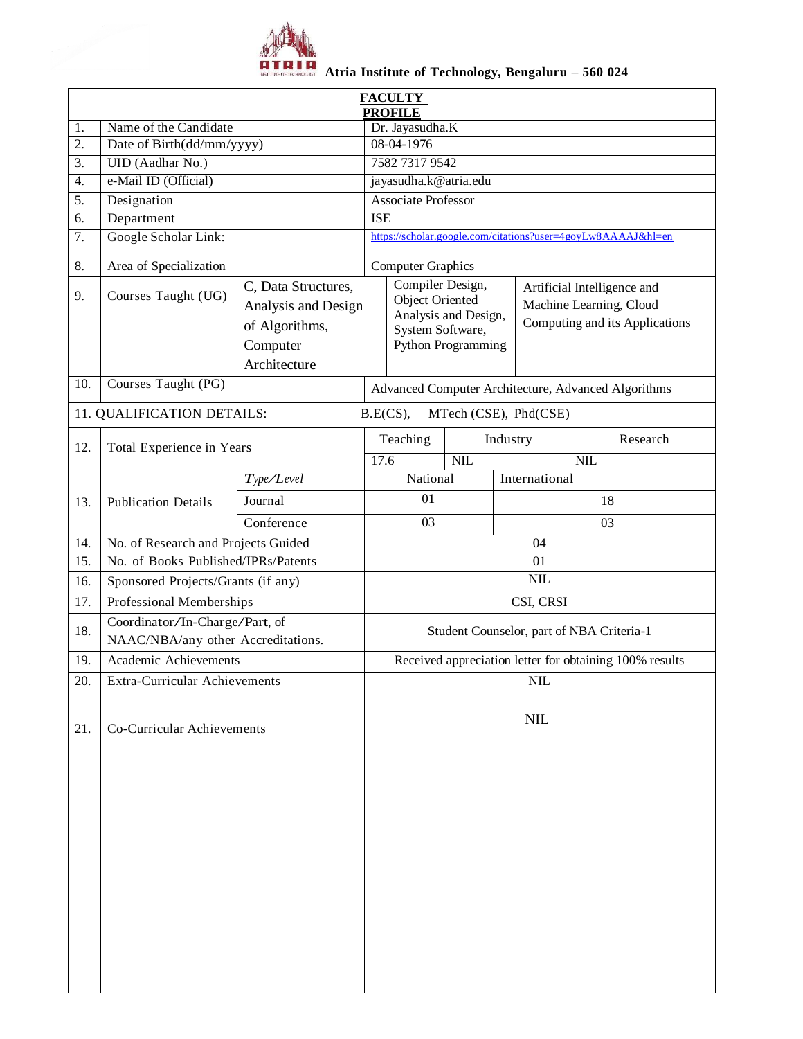**Atria Institute of Technology, Bengaluru – 560 024**

| **FACULTY PROFILE** | | | | | |
|---|---|---|---|---|---|
| 1. | Name of the Candidate | | Dr. Jayasudha.K | | |
| 2. | Date of Birth(dd/mm/yyyy) | | 08-04-1976 | | |
| 3. | UID (Aadhar No.) | | 7582 7317 9542 | | |
| 4. | e-Mail ID (Official) | | jayasudha.k@atria.edu | | |
| 5. | Designation | | Associate Professor | | |
| 6. | Department | | ISE | | |
| 7. | Google Scholar Link: | | https://scholar.google.com/citations?user=4goyLw8AAAAJ&hl=en | | |
| 8. | Area of Specialization | | Computer Graphics | | |
| 9. | Courses Taught (UG) | C, Data Structures, Analysis and Design of Algorithms, Computer Architecture | Compiler Design, Object Oriented Analysis and Design, System Software, Python Programming | Artificial Intelligence and Machine Learning, Cloud Computing and its Applications | |
| 10. | Courses Taught (PG) | | Advanced Computer Architecture, Advanced Algorithms | | |
| 11. QUALIFICATION DETAILS: | | | B.E(CS), MTech (CSE), Phd(CSE) | | |
| 12. | Total Experience in Years | | Teaching | Industry | Research |
| | | | 17.6 | NIL | NIL |
| 13. | Publication Details | *Type/Level* | National | International | |
| | | Journal | 01 | 18 | |
| | | Conference | 03 | 03 | |
| 14. | No. of Research and Projects Guided | | 04 | | |
| 15. | No. of Books Published/IPRs/Patents | | 01 | | |
| 16. | Sponsored Projects/Grants (if any) | | NIL | | |
| 17. | Professional Memberships | | CSI, CRSI | | |
| 18. | Coordinator/In-Charge/Part, of NAAC/NBA/any other Accreditations. | | Student Counselor, part of NBA Criteria-1 | | |
| 19. | Academic Achievements | | Received appreciation letter for obtaining 100% results | | |
| 20. | Extra-Curricular Achievements | | NIL | | |
| 21. | Co-Curricular Achievements | | NIL | | |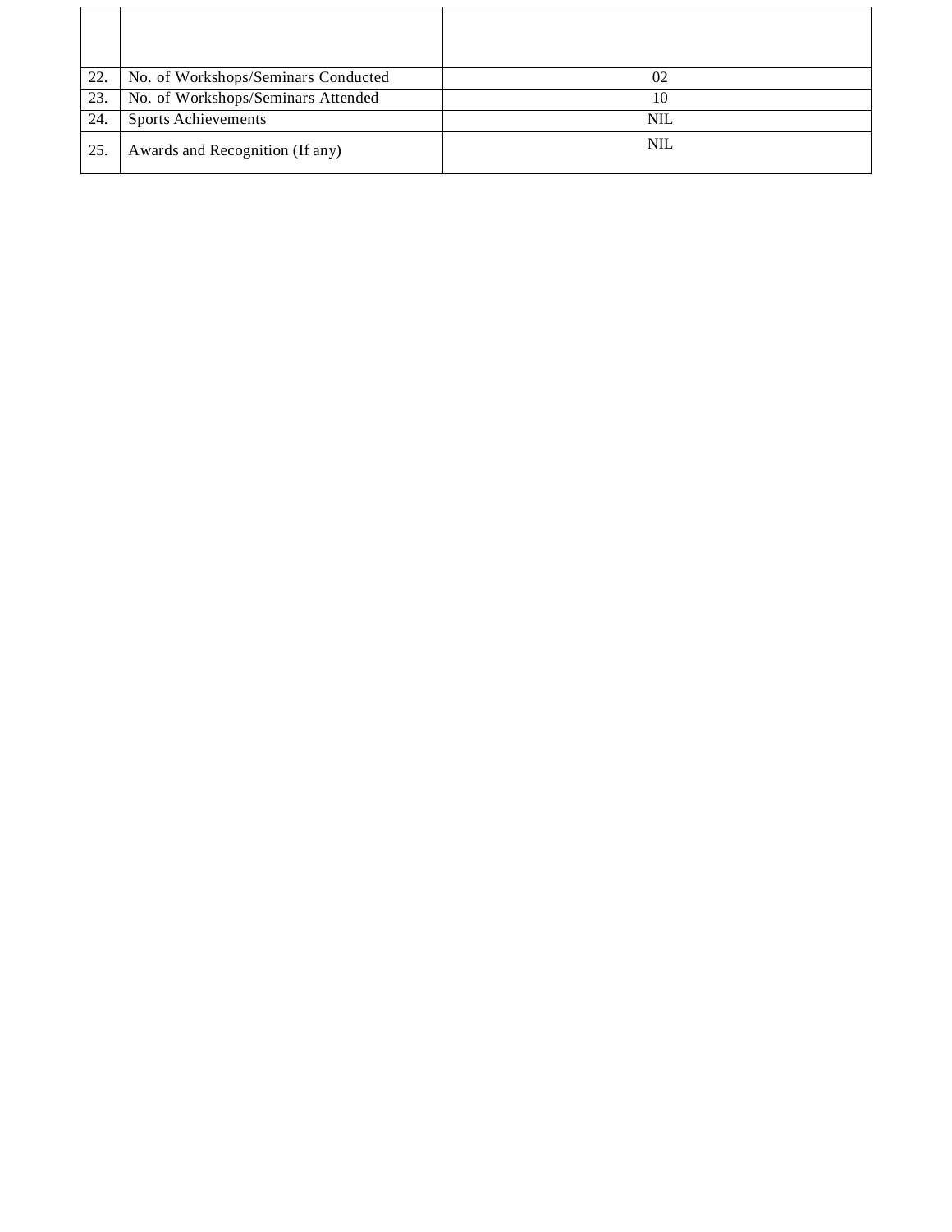| | | |
|---|---|---|
| | | |
| 22. | No. of Workshops/Seminars Conducted | 02 |
| 23. | No. of Workshops/Seminars Attended | 10 |
| 24. | Sports Achievements | NIL |
| 25. | Awards and Recognition (If any) | NIL |